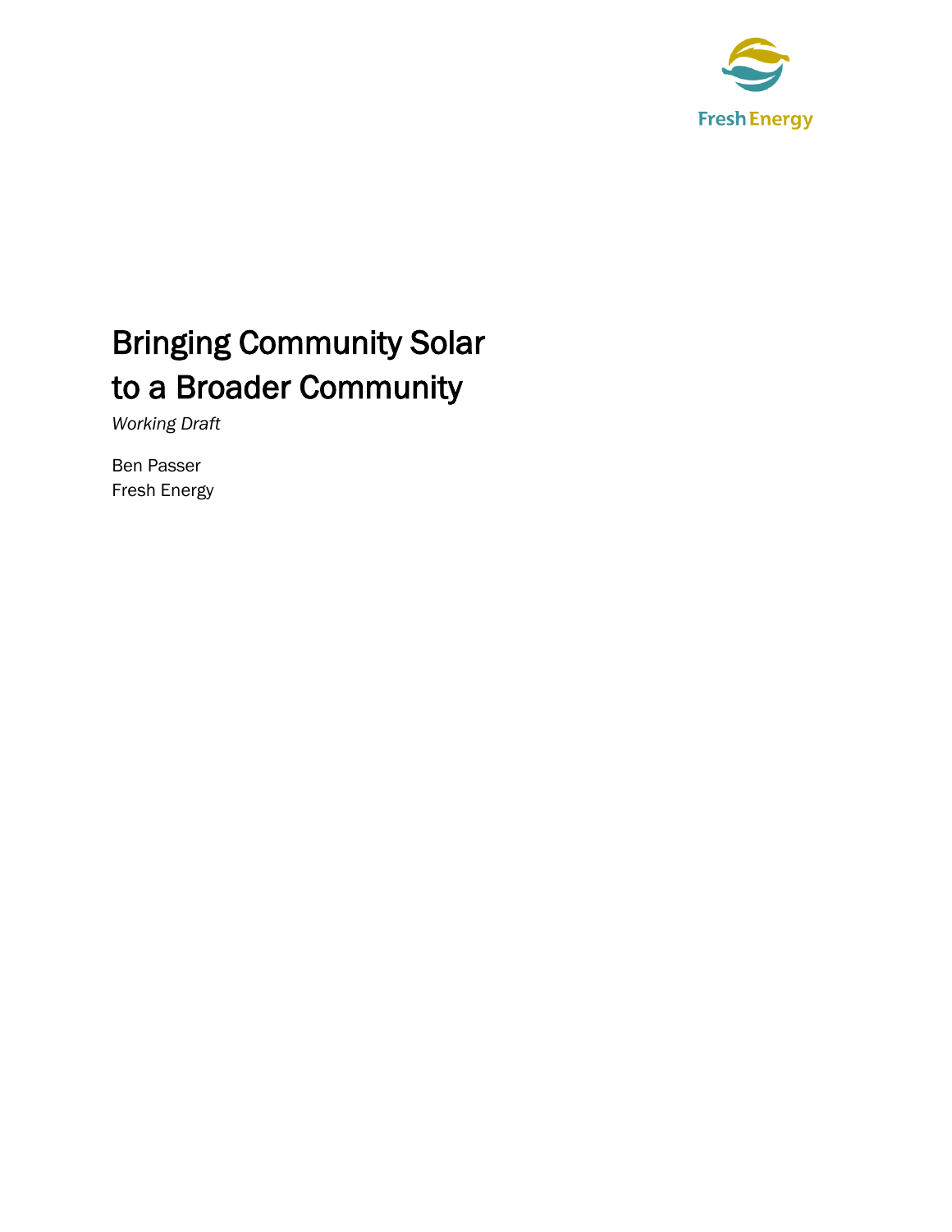Fresh Energy

# Bringing Community Solar to a Broader Community

*Working Draft*

Ben Passer
Fresh Energy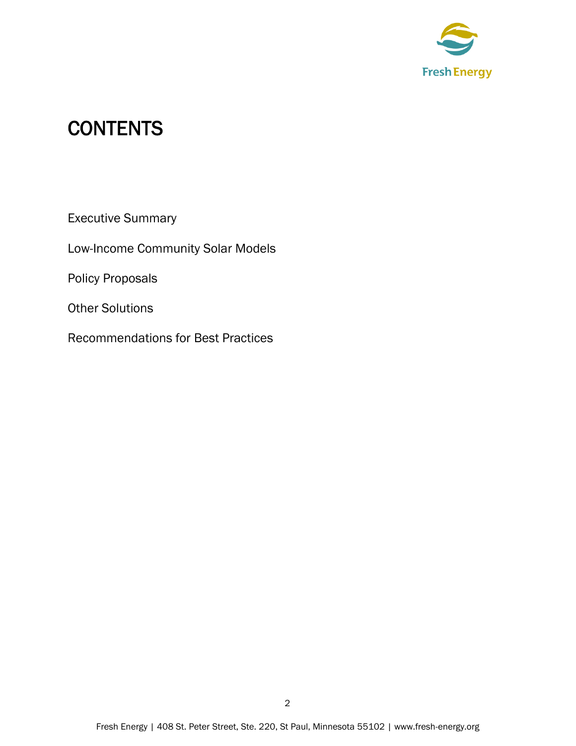# CONTENTS

Executive Summary

Low-Income Community Solar Models

Policy Proposals

Other Solutions

Recommendations for Best Practices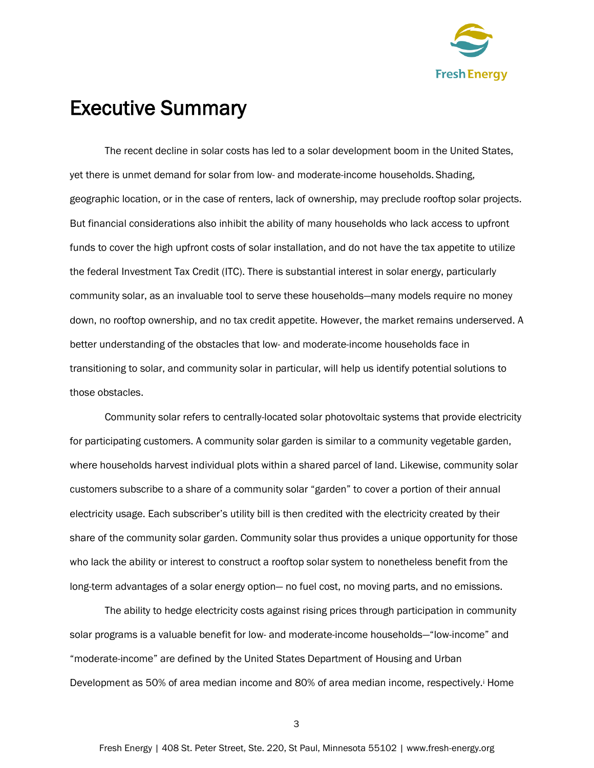# Executive Summary

The recent decline in solar costs has led to a solar development boom in the United States, yet there is unmet demand for solar from low- and moderate-income households. Shading, geographic location, or in the case of renters, lack of ownership, may preclude rooftop solar projects. But financial considerations also inhibit the ability of many households who lack access to upfront funds to cover the high upfront costs of solar installation, and do not have the tax appetite to utilize the federal Investment Tax Credit (ITC). There is substantial interest in solar energy, particularly community solar, as an invaluable tool to serve these households—many models require no money down, no rooftop ownership, and no tax credit appetite. However, the market remains underserved. A better understanding of the obstacles that low- and moderate-income households face in transitioning to solar, and community solar in particular, will help us identify potential solutions to those obstacles.

Community solar refers to centrally-located solar photovoltaic systems that provide electricity for participating customers. A community solar garden is similar to a community vegetable garden, where households harvest individual plots within a shared parcel of land. Likewise, community solar customers subscribe to a share of a community solar "garden" to cover a portion of their annual electricity usage. Each subscriber's utility bill is then credited with the electricity created by their share of the community solar garden. Community solar thus provides a unique opportunity for those who lack the ability or interest to construct a rooftop solar system to nonetheless benefit from the long-term advantages of a solar energy option— no fuel cost, no moving parts, and no emissions.

The ability to hedge electricity costs against rising prices through participation in community solar programs is a valuable benefit for low- and moderate-income households—"low-income" and "moderate-income" are defined by the United States Department of Housing and Urban Development as 50% of area median income and 80% of area median income, respectively.[i] Home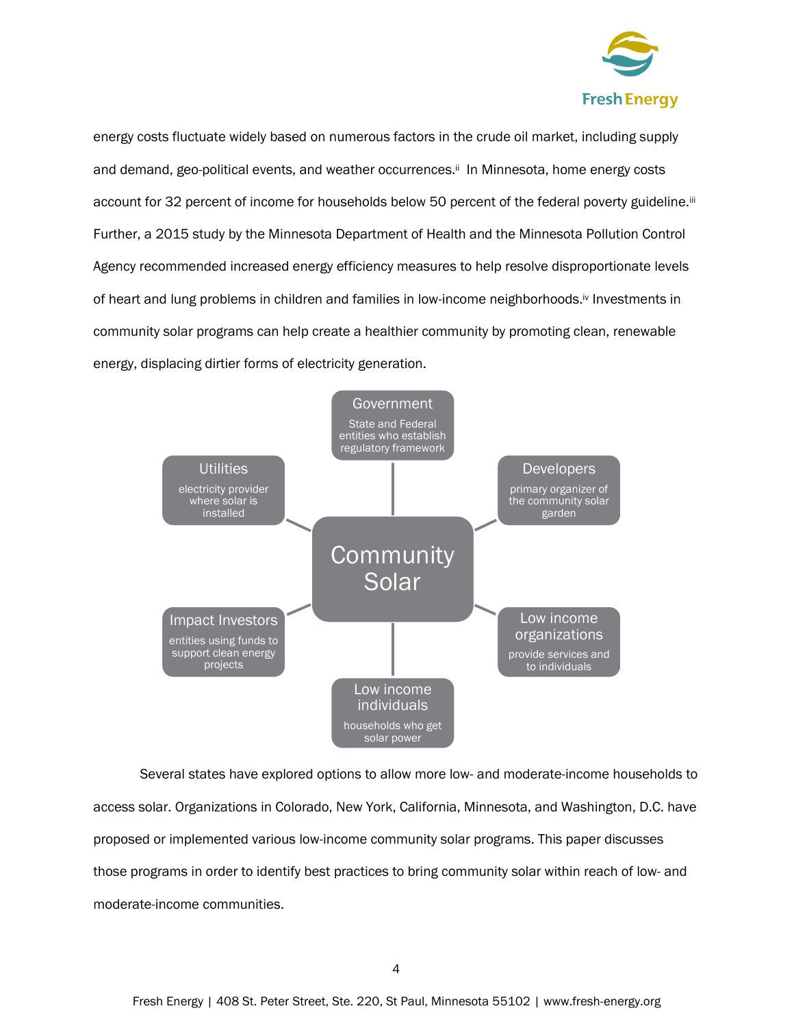energy costs fluctuate widely based on numerous factors in the crude oil market, including supply and demand, geo-political events, and weather occurrences.[ii] In Minnesota, home energy costs account for 32 percent of income for households below 50 percent of the federal poverty guideline.[iii] Further, a 2015 study by the Minnesota Department of Health and the Minnesota Pollution Control Agency recommended increased energy efficiency measures to help resolve disproportionate levels of heart and lung problems in children and families in low-income neighborhoods.[iv] Investments in community solar programs can help create a healthier community by promoting clean, renewable energy, displacing dirtier forms of electricity generation.

**Community Solar**

- **Government** – State and Federal entities who establish regulatory framework
- **Developers** – primary organizer of the community solar garden
- **Low income organizations** – provide services and to individuals
- **Low income individuals** – households who get solar power
- **Impact Investors** – entities using funds to support clean energy projects
- **Utilities** – electricity provider where solar is installed

Several states have explored options to allow more low- and moderate-income households to access solar. Organizations in Colorado, New York, California, Minnesota, and Washington, D.C. have proposed or implemented various low-income community solar programs. This paper discusses those programs in order to identify best practices to bring community solar within reach of low- and moderate-income communities.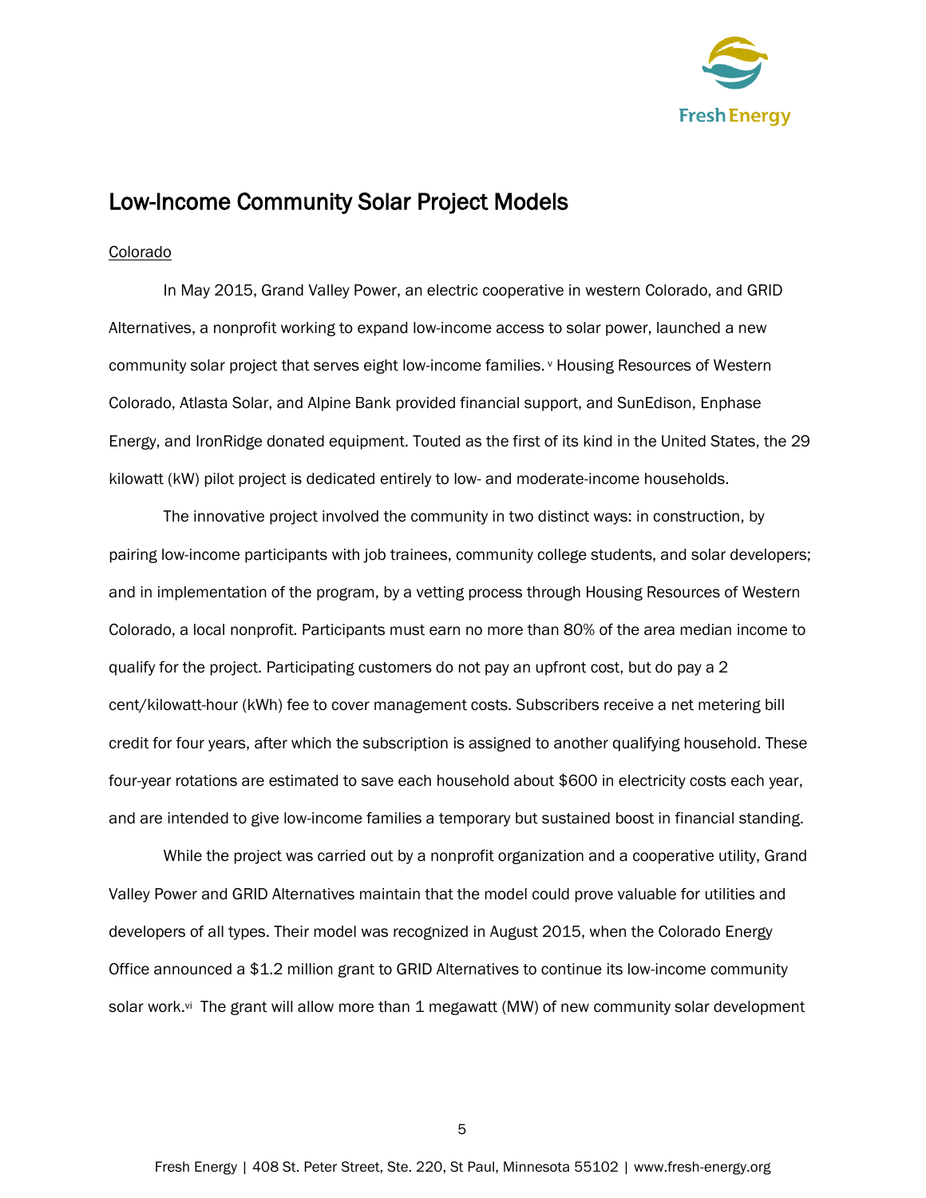## Low-Income Community Solar Project Models

Colorado

In May 2015, Grand Valley Power, an electric cooperative in western Colorado, and GRID Alternatives, a nonprofit working to expand low-income access to solar power, launched a new community solar project that serves eight low-income families.[v] Housing Resources of Western Colorado, Atlasta Solar, and Alpine Bank provided financial support, and SunEdison, Enphase Energy, and IronRidge donated equipment. Touted as the first of its kind in the United States, the 29 kilowatt (kW) pilot project is dedicated entirely to low- and moderate-income households.

The innovative project involved the community in two distinct ways: in construction, by pairing low-income participants with job trainees, community college students, and solar developers; and in implementation of the program, by a vetting process through Housing Resources of Western Colorado, a local nonprofit. Participants must earn no more than 80% of the area median income to qualify for the project. Participating customers do not pay an upfront cost, but do pay a 2 cent/kilowatt-hour (kWh) fee to cover management costs. Subscribers receive a net metering bill credit for four years, after which the subscription is assigned to another qualifying household. These four-year rotations are estimated to save each household about $600 in electricity costs each year, and are intended to give low-income families a temporary but sustained boost in financial standing.

While the project was carried out by a nonprofit organization and a cooperative utility, Grand Valley Power and GRID Alternatives maintain that the model could prove valuable for utilities and developers of all types. Their model was recognized in August 2015, when the Colorado Energy Office announced a $1.2 million grant to GRID Alternatives to continue its low-income community solar work.[vi] The grant will allow more than 1 megawatt (MW) of new community solar development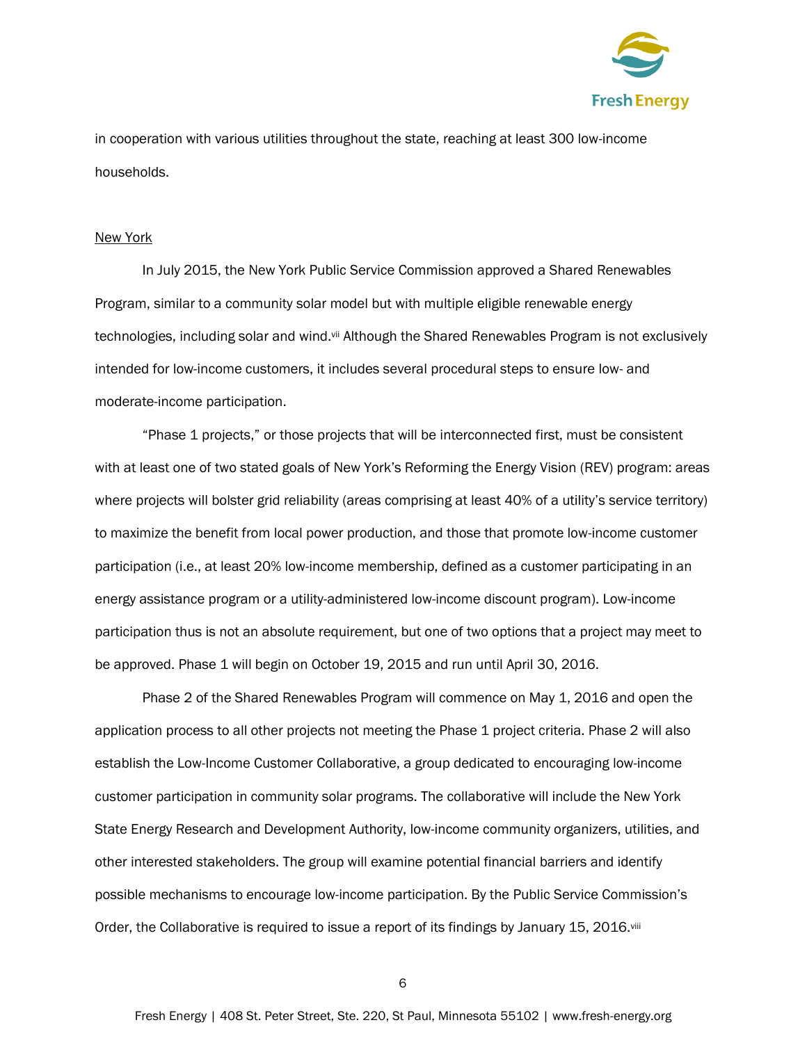in cooperation with various utilities throughout the state, reaching at least 300 low-income households.

New York

In July 2015, the New York Public Service Commission approved a Shared Renewables Program, similar to a community solar model but with multiple eligible renewable energy technologies, including solar and wind.[vii] Although the Shared Renewables Program is not exclusively intended for low-income customers, it includes several procedural steps to ensure low- and moderate-income participation.

"Phase 1 projects," or those projects that will be interconnected first, must be consistent with at least one of two stated goals of New York's Reforming the Energy Vision (REV) program: areas where projects will bolster grid reliability (areas comprising at least 40% of a utility's service territory) to maximize the benefit from local power production, and those that promote low-income customer participation (i.e., at least 20% low-income membership, defined as a customer participating in an energy assistance program or a utility-administered low-income discount program). Low-income participation thus is not an absolute requirement, but one of two options that a project may meet to be approved. Phase 1 will begin on October 19, 2015 and run until April 30, 2016.

Phase 2 of the Shared Renewables Program will commence on May 1, 2016 and open the application process to all other projects not meeting the Phase 1 project criteria. Phase 2 will also establish the Low-Income Customer Collaborative, a group dedicated to encouraging low-income customer participation in community solar programs. The collaborative will include the New York State Energy Research and Development Authority, low-income community organizers, utilities, and other interested stakeholders. The group will examine potential financial barriers and identify possible mechanisms to encourage low-income participation. By the Public Service Commission's Order, the Collaborative is required to issue a report of its findings by January 15, 2016.[viii]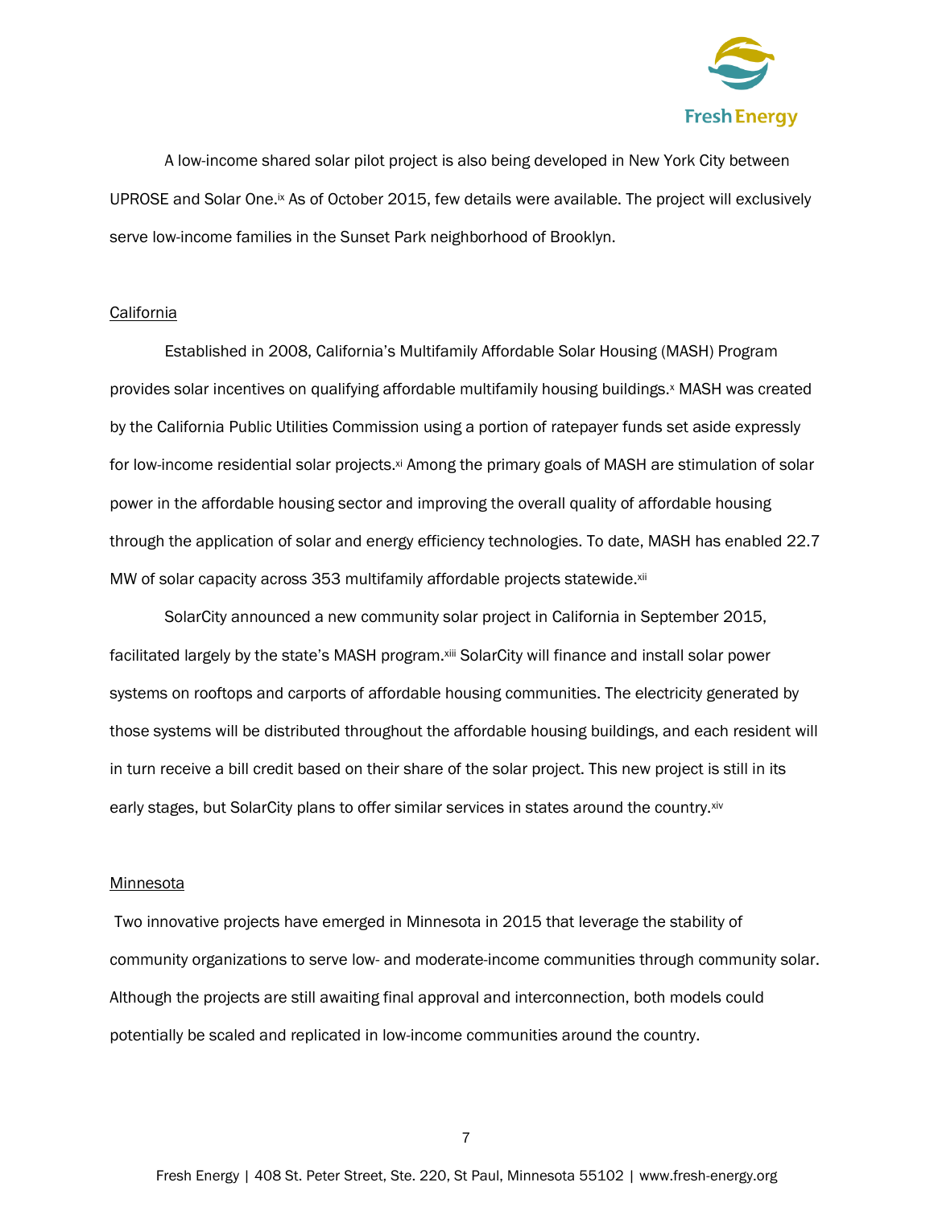A low-income shared solar pilot project is also being developed in New York City between UPROSE and Solar One.[ix] As of October 2015, few details were available. The project will exclusively serve low-income families in the Sunset Park neighborhood of Brooklyn.

### California

Established in 2008, California's Multifamily Affordable Solar Housing (MASH) Program provides solar incentives on qualifying affordable multifamily housing buildings.[x] MASH was created by the California Public Utilities Commission using a portion of ratepayer funds set aside expressly for low-income residential solar projects.[xi] Among the primary goals of MASH are stimulation of solar power in the affordable housing sector and improving the overall quality of affordable housing through the application of solar and energy efficiency technologies. To date, MASH has enabled 22.7 MW of solar capacity across 353 multifamily affordable projects statewide.[xii]

SolarCity announced a new community solar project in California in September 2015, facilitated largely by the state's MASH program.[xiii] SolarCity will finance and install solar power systems on rooftops and carports of affordable housing communities. The electricity generated by those systems will be distributed throughout the affordable housing buildings, and each resident will in turn receive a bill credit based on their share of the solar project. This new project is still in its early stages, but SolarCity plans to offer similar services in states around the country.[xiv]

### Minnesota

Two innovative projects have emerged in Minnesota in 2015 that leverage the stability of community organizations to serve low- and moderate-income communities through community solar. Although the projects are still awaiting final approval and interconnection, both models could potentially be scaled and replicated in low-income communities around the country.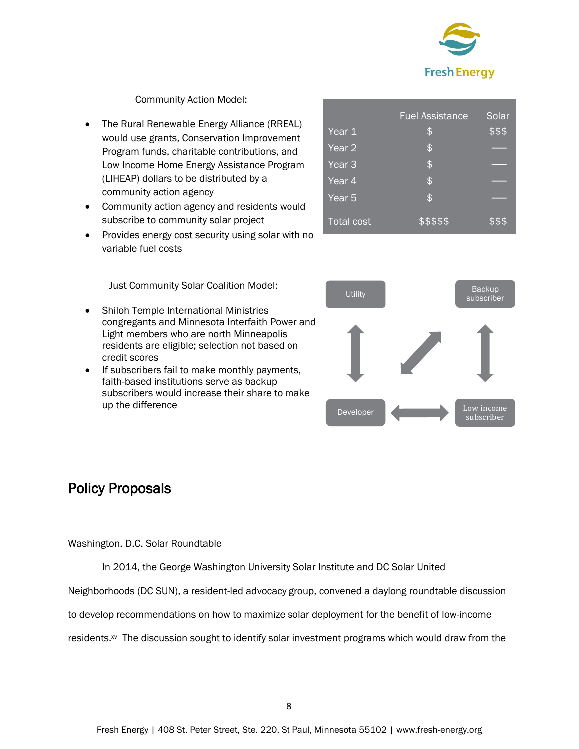Community Action Model:

- The Rural Renewable Energy Alliance (RREAL) would use grants, Conservation Improvement Program funds, charitable contributions, and Low Income Home Energy Assistance Program (LIHEAP) dollars to be distributed by a community action agency
- Community action agency and residents would subscribe to community solar project
- Provides energy cost security using solar with no variable fuel costs

| | Fuel Assistance | Solar |
|---|---|---|
| Year 1 | $ | $$$ |
| Year 2 | $ | — |
| Year 3 | $ | — |
| Year 4 | $ | — |
| Year 5 | $ | — |
| Total cost | $$$$$ | $$$ |

Just Community Solar Coalition Model:

- Shiloh Temple International Ministries congregants and Minnesota Interfaith Power and Light members who are north Minneapolis residents are eligible; selection not based on credit scores
- If subscribers fail to make monthly payments, faith-based institutions serve as backup subscribers would increase their share to make up the difference

Utility | Backup subscriber | Developer | Low income subscriber

## Policy Proposals

Washington, D.C. Solar Roundtable

In 2014, the George Washington University Solar Institute and DC Solar United Neighborhoods (DC SUN), a resident-led advocacy group, convened a daylong roundtable discussion to develop recommendations on how to maximize solar deployment for the benefit of low-income residents.[xv] The discussion sought to identify solar investment programs which would draw from the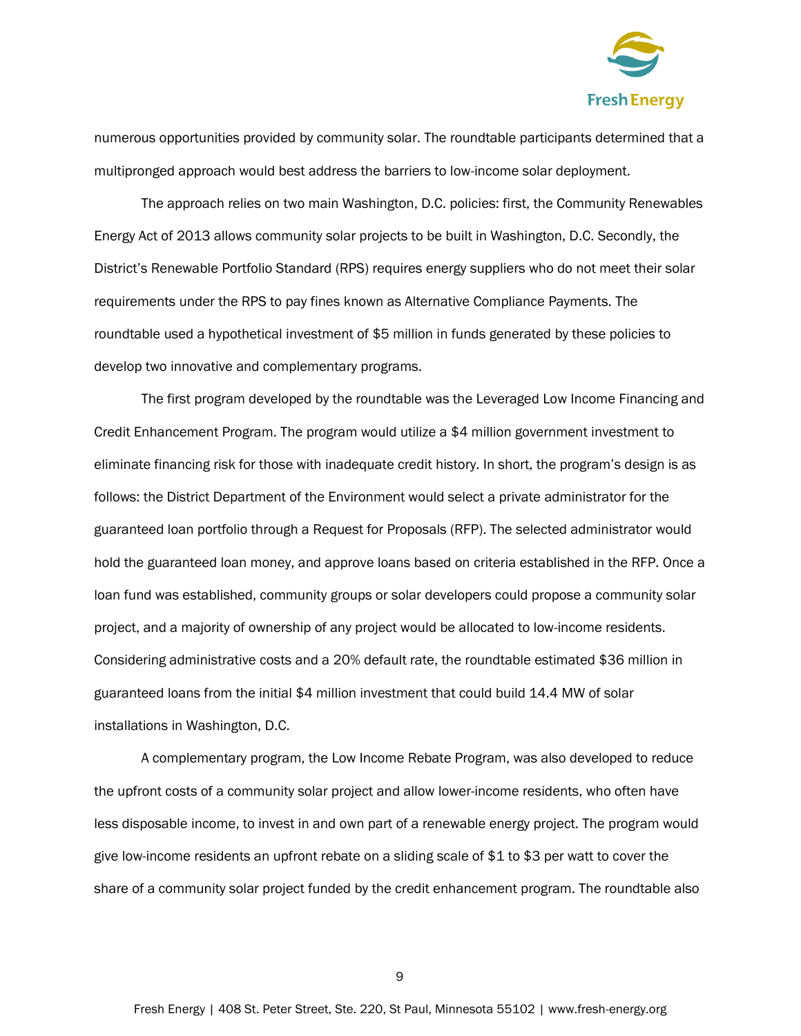numerous opportunities provided by community solar. The roundtable participants determined that a multipronged approach would best address the barriers to low-income solar deployment.

The approach relies on two main Washington, D.C. policies: first, the Community Renewables Energy Act of 2013 allows community solar projects to be built in Washington, D.C. Secondly, the District's Renewable Portfolio Standard (RPS) requires energy suppliers who do not meet their solar requirements under the RPS to pay fines known as Alternative Compliance Payments. The roundtable used a hypothetical investment of $5 million in funds generated by these policies to develop two innovative and complementary programs.

The first program developed by the roundtable was the Leveraged Low Income Financing and Credit Enhancement Program. The program would utilize a $4 million government investment to eliminate financing risk for those with inadequate credit history. In short, the program's design is as follows: the District Department of the Environment would select a private administrator for the guaranteed loan portfolio through a Request for Proposals (RFP). The selected administrator would hold the guaranteed loan money, and approve loans based on criteria established in the RFP. Once a loan fund was established, community groups or solar developers could propose a community solar project, and a majority of ownership of any project would be allocated to low-income residents. Considering administrative costs and a 20% default rate, the roundtable estimated $36 million in guaranteed loans from the initial $4 million investment that could build 14.4 MW of solar installations in Washington, D.C.

A complementary program, the Low Income Rebate Program, was also developed to reduce the upfront costs of a community solar project and allow lower-income residents, who often have less disposable income, to invest in and own part of a renewable energy project. The program would give low-income residents an upfront rebate on a sliding scale of $1 to $3 per watt to cover the share of a community solar project funded by the credit enhancement program. The roundtable also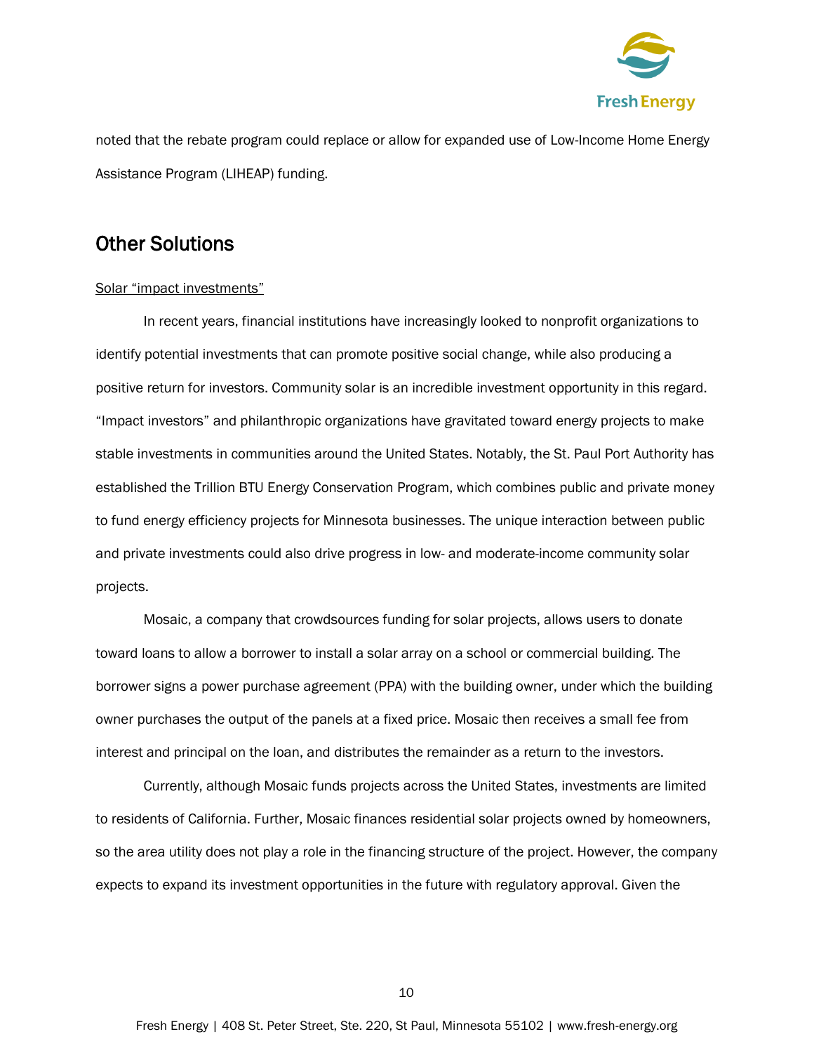noted that the rebate program could replace or allow for expanded use of Low-Income Home Energy Assistance Program (LIHEAP) funding.

## Other Solutions

<u>Solar "impact investments"</u>

In recent years, financial institutions have increasingly looked to nonprofit organizations to identify potential investments that can promote positive social change, while also producing a positive return for investors. Community solar is an incredible investment opportunity in this regard. "Impact investors" and philanthropic organizations have gravitated toward energy projects to make stable investments in communities around the United States. Notably, the St. Paul Port Authority has established the Trillion BTU Energy Conservation Program, which combines public and private money to fund energy efficiency projects for Minnesota businesses. The unique interaction between public and private investments could also drive progress in low- and moderate-income community solar projects.

Mosaic, a company that crowdsources funding for solar projects, allows users to donate toward loans to allow a borrower to install a solar array on a school or commercial building. The borrower signs a power purchase agreement (PPA) with the building owner, under which the building owner purchases the output of the panels at a fixed price. Mosaic then receives a small fee from interest and principal on the loan, and distributes the remainder as a return to the investors.

Currently, although Mosaic funds projects across the United States, investments are limited to residents of California. Further, Mosaic finances residential solar projects owned by homeowners, so the area utility does not play a role in the financing structure of the project. However, the company expects to expand its investment opportunities in the future with regulatory approval. Given the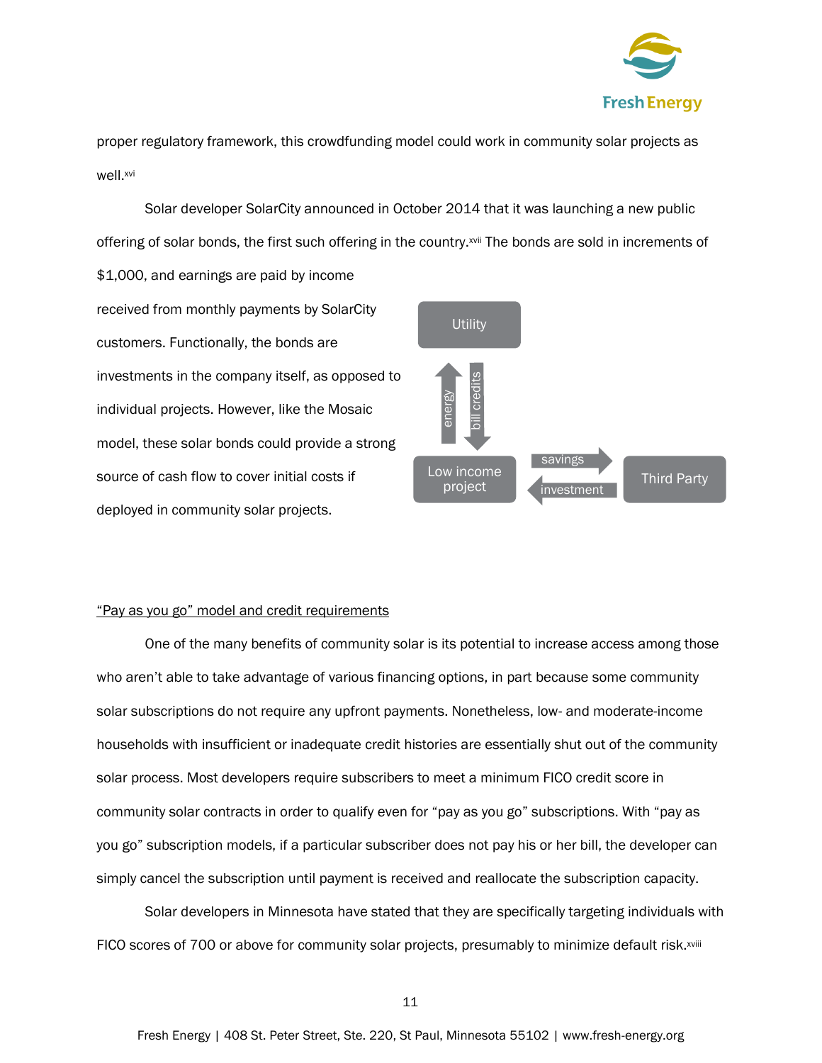proper regulatory framework, this crowdfunding model could work in community solar projects as well.[xvi]

Solar developer SolarCity announced in October 2014 that it was launching a new public offering of solar bonds, the first such offering in the country.[xvii] The bonds are sold in increments of $1,000, and earnings are paid by income received from monthly payments by SolarCity customers. Functionally, the bonds are investments in the company itself, as opposed to individual projects. However, like the Mosaic model, these solar bonds could provide a strong source of cash flow to cover initial costs if deployed in community solar projects.

Utility

energy | bill credits

Low income project | savings | investment | Third Party

<u>"Pay as you go" model and credit requirements</u>

One of the many benefits of community solar is its potential to increase access among those who aren't able to take advantage of various financing options, in part because some community solar subscriptions do not require any upfront payments. Nonetheless, low- and moderate-income households with insufficient or inadequate credit histories are essentially shut out of the community solar process. Most developers require subscribers to meet a minimum FICO credit score in community solar contracts in order to qualify even for "pay as you go" subscriptions. With "pay as you go" subscription models, if a particular subscriber does not pay his or her bill, the developer can simply cancel the subscription until payment is received and reallocate the subscription capacity.

Solar developers in Minnesota have stated that they are specifically targeting individuals with FICO scores of 700 or above for community solar projects, presumably to minimize default risk.[xviii]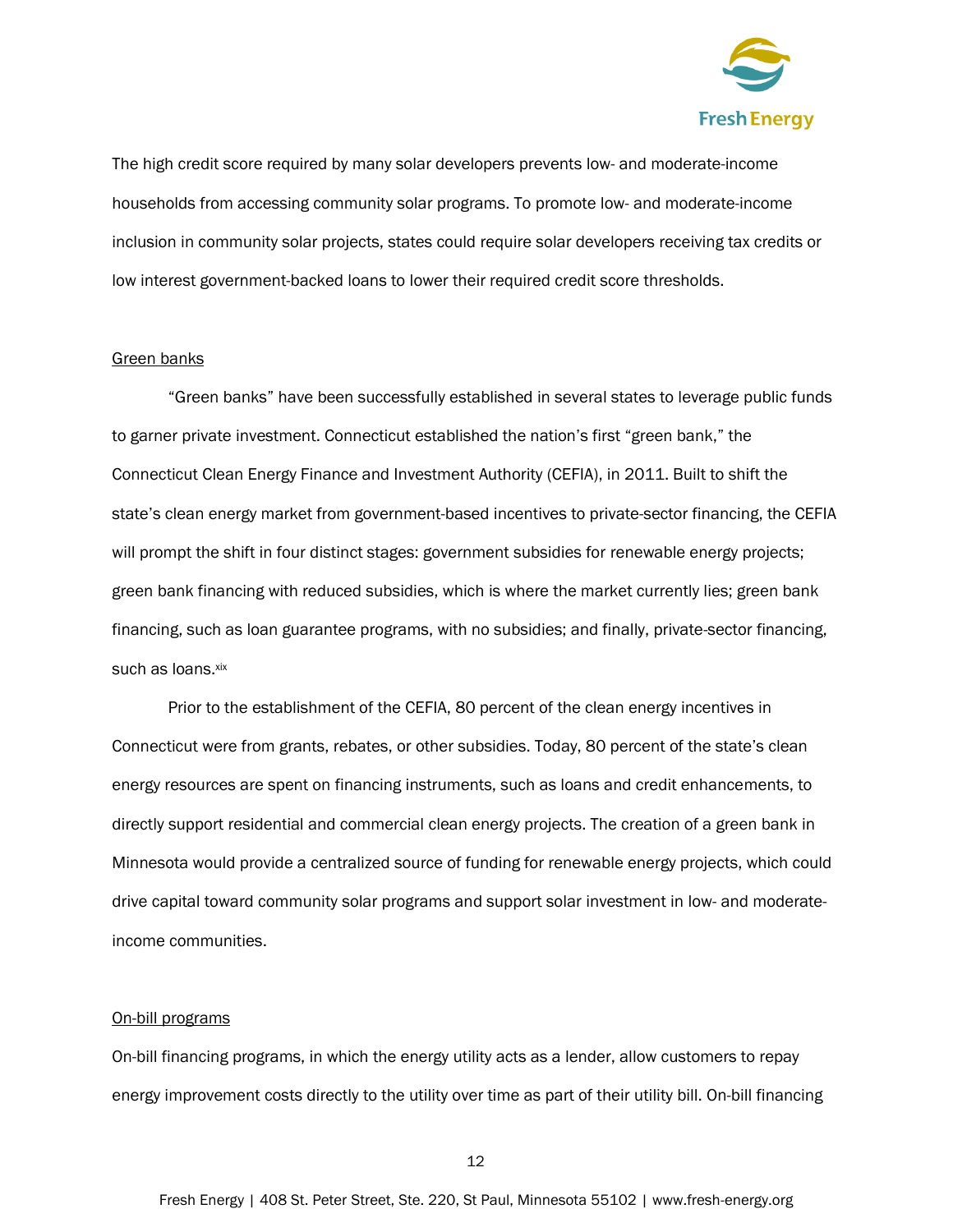The high credit score required by many solar developers prevents low- and moderate-income households from accessing community solar programs. To promote low- and moderate-income inclusion in community solar projects, states could require solar developers receiving tax credits or low interest government-backed loans to lower their required credit score thresholds.

Green banks

"Green banks" have been successfully established in several states to leverage public funds to garner private investment. Connecticut established the nation's first "green bank," the Connecticut Clean Energy Finance and Investment Authority (CEFIA), in 2011. Built to shift the state's clean energy market from government-based incentives to private-sector financing, the CEFIA will prompt the shift in four distinct stages: government subsidies for renewable energy projects; green bank financing with reduced subsidies, which is where the market currently lies; green bank financing, such as loan guarantee programs, with no subsidies; and finally, private-sector financing, such as loans.[xix]

Prior to the establishment of the CEFIA, 80 percent of the clean energy incentives in Connecticut were from grants, rebates, or other subsidies. Today, 80 percent of the state's clean energy resources are spent on financing instruments, such as loans and credit enhancements, to directly support residential and commercial clean energy projects. The creation of a green bank in Minnesota would provide a centralized source of funding for renewable energy projects, which could drive capital toward community solar programs and support solar investment in low- and moderate-income communities.

On-bill programs

On-bill financing programs, in which the energy utility acts as a lender, allow customers to repay energy improvement costs directly to the utility over time as part of their utility bill. On-bill financing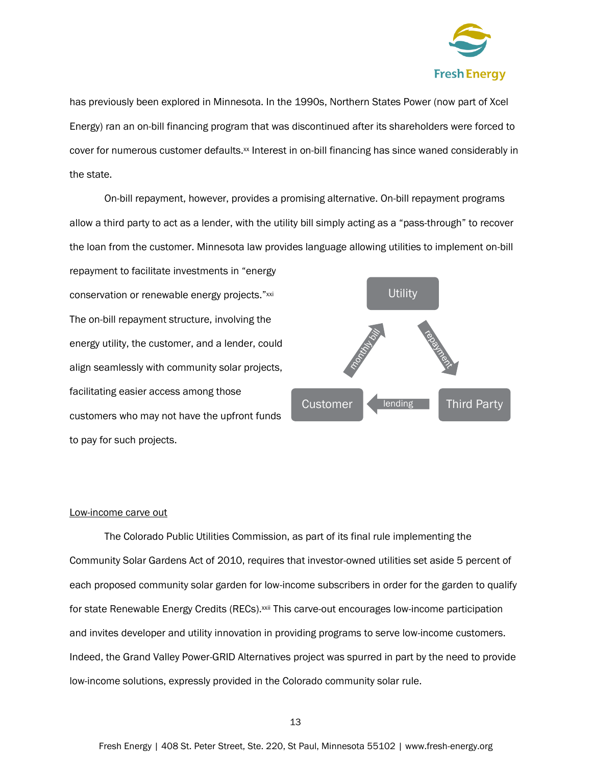has previously been explored in Minnesota. In the 1990s, Northern States Power (now part of Xcel Energy) ran an on-bill financing program that was discontinued after its shareholders were forced to cover for numerous customer defaults.[xx] Interest in on-bill financing has since waned considerably in the state.

On-bill repayment, however, provides a promising alternative. On-bill repayment programs allow a third party to act as a lender, with the utility bill simply acting as a "pass-through" to recover the loan from the customer. Minnesota law provides language allowing utilities to implement on-bill repayment to facilitate investments in "energy conservation or renewable energy projects."[xxi] The on-bill repayment structure, involving the energy utility, the customer, and a lender, could align seamlessly with community solar projects, facilitating easier access among those customers who may not have the upfront funds to pay for such projects.

Utility
monthly bill
repayment
Customer
lending
Third Party

<u>Low-income carve out</u>

The Colorado Public Utilities Commission, as part of its final rule implementing the Community Solar Gardens Act of 2010, requires that investor-owned utilities set aside 5 percent of each proposed community solar garden for low-income subscribers in order for the garden to qualify for state Renewable Energy Credits (RECs).[xxii] This carve-out encourages low-income participation and invites developer and utility innovation in providing programs to serve low-income customers. Indeed, the Grand Valley Power-GRID Alternatives project was spurred in part by the need to provide low-income solutions, expressly provided in the Colorado community solar rule.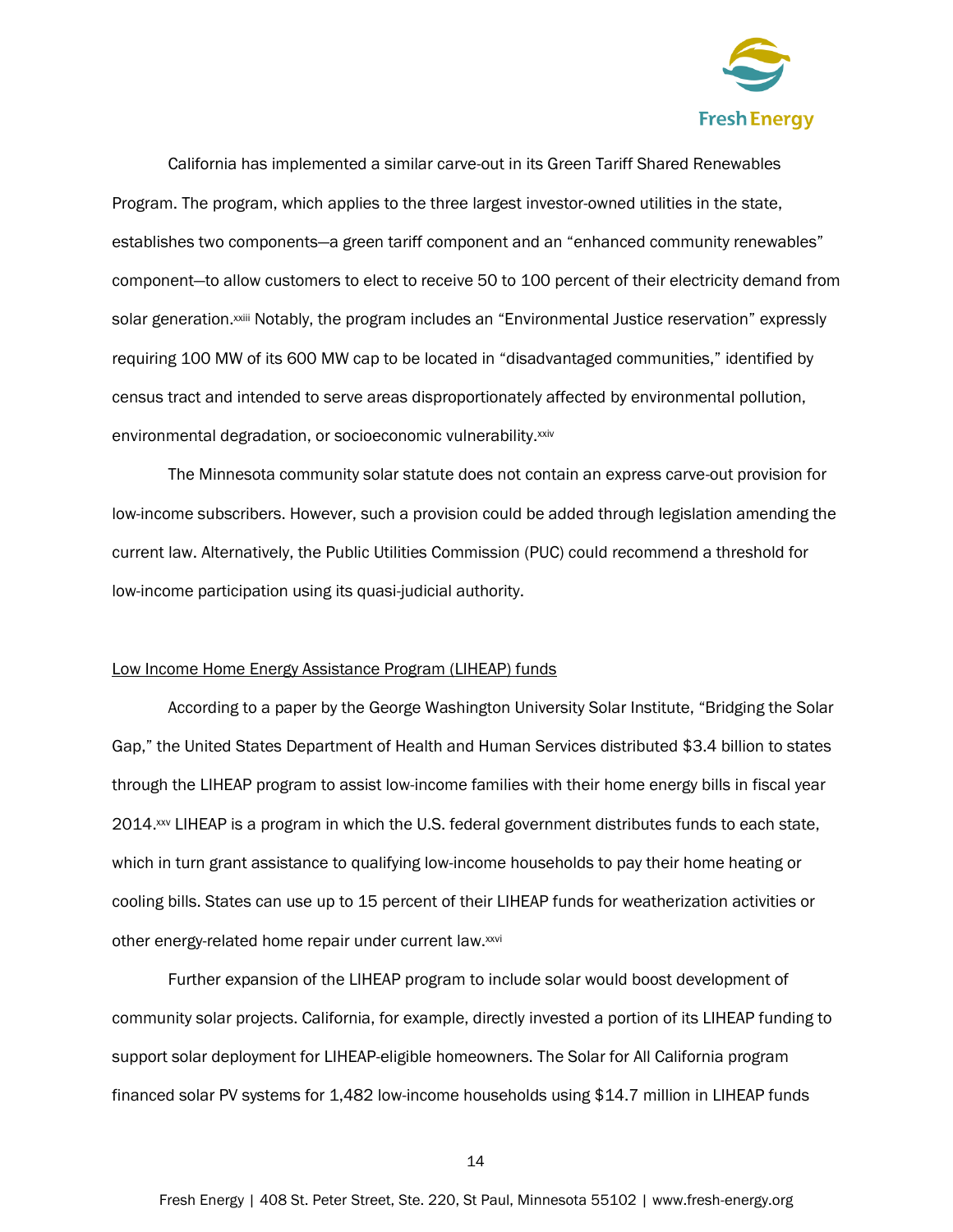California has implemented a similar carve-out in its Green Tariff Shared Renewables Program. The program, which applies to the three largest investor-owned utilities in the state, establishes two components—a green tariff component and an "enhanced community renewables" component—to allow customers to elect to receive 50 to 100 percent of their electricity demand from solar generation.[xxiii] Notably, the program includes an "Environmental Justice reservation" expressly requiring 100 MW of its 600 MW cap to be located in "disadvantaged communities," identified by census tract and intended to serve areas disproportionately affected by environmental pollution, environmental degradation, or socioeconomic vulnerability.[xxiv]

The Minnesota community solar statute does not contain an express carve-out provision for low-income subscribers. However, such a provision could be added through legislation amending the current law. Alternatively, the Public Utilities Commission (PUC) could recommend a threshold for low-income participation using its quasi-judicial authority.

<u>Low Income Home Energy Assistance Program (LIHEAP) funds</u>

According to a paper by the George Washington University Solar Institute, "Bridging the Solar Gap," the United States Department of Health and Human Services distributed $3.4 billion to states through the LIHEAP program to assist low-income families with their home energy bills in fiscal year 2014.[xxv] LIHEAP is a program in which the U.S. federal government distributes funds to each state, which in turn grant assistance to qualifying low-income households to pay their home heating or cooling bills. States can use up to 15 percent of their LIHEAP funds for weatherization activities or other energy-related home repair under current law.[xxvi]

Further expansion of the LIHEAP program to include solar would boost development of community solar projects. California, for example, directly invested a portion of its LIHEAP funding to support solar deployment for LIHEAP-eligible homeowners. The Solar for All California program financed solar PV systems for 1,482 low-income households using $14.7 million in LIHEAP funds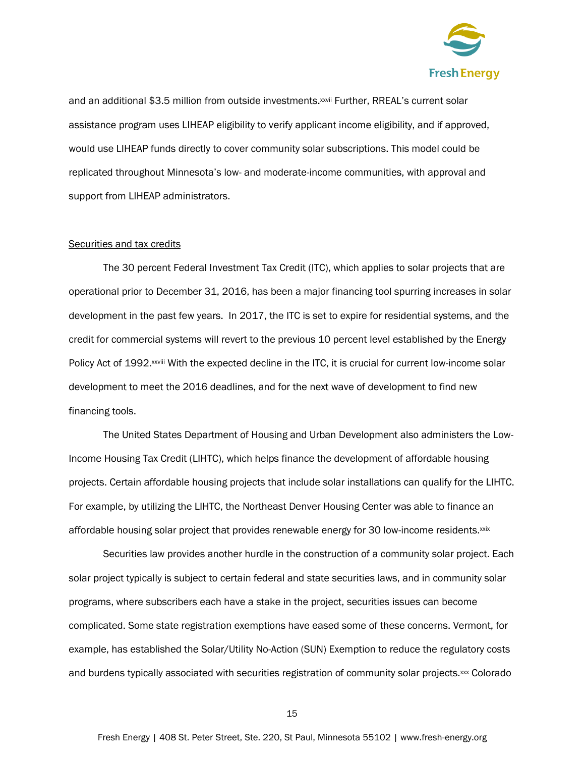and an additional $3.5 million from outside investments.[xxvii] Further, RREAL's current solar assistance program uses LIHEAP eligibility to verify applicant income eligibility, and if approved, would use LIHEAP funds directly to cover community solar subscriptions. This model could be replicated throughout Minnesota's low- and moderate-income communities, with approval and support from LIHEAP administrators.

Securities and tax credits

The 30 percent Federal Investment Tax Credit (ITC), which applies to solar projects that are operational prior to December 31, 2016, has been a major financing tool spurring increases in solar development in the past few years. In 2017, the ITC is set to expire for residential systems, and the credit for commercial systems will revert to the previous 10 percent level established by the Energy Policy Act of 1992.[xxviii] With the expected decline in the ITC, it is crucial for current low-income solar development to meet the 2016 deadlines, and for the next wave of development to find new financing tools.

The United States Department of Housing and Urban Development also administers the Low-Income Housing Tax Credit (LIHTC), which helps finance the development of affordable housing projects. Certain affordable housing projects that include solar installations can qualify for the LIHTC. For example, by utilizing the LIHTC, the Northeast Denver Housing Center was able to finance an affordable housing solar project that provides renewable energy for 30 low-income residents.[xxix]

Securities law provides another hurdle in the construction of a community solar project. Each solar project typically is subject to certain federal and state securities laws, and in community solar programs, where subscribers each have a stake in the project, securities issues can become complicated. Some state registration exemptions have eased some of these concerns. Vermont, for example, has established the Solar/Utility No-Action (SUN) Exemption to reduce the regulatory costs and burdens typically associated with securities registration of community solar projects.[xxx] Colorado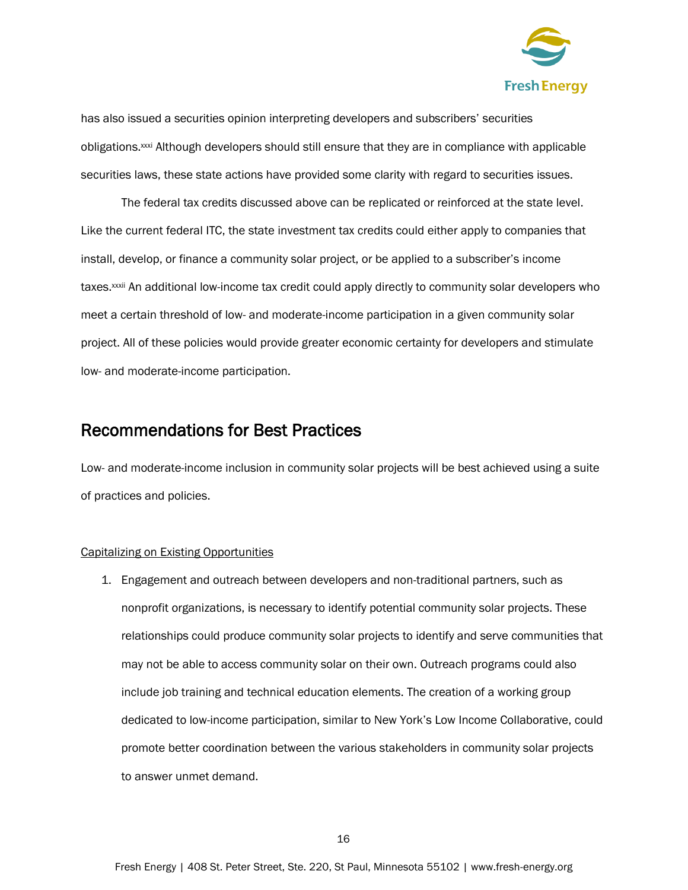has also issued a securities opinion interpreting developers and subscribers' securities obligations.[xxxi] Although developers should still ensure that they are in compliance with applicable securities laws, these state actions have provided some clarity with regard to securities issues.

The federal tax credits discussed above can be replicated or reinforced at the state level. Like the current federal ITC, the state investment tax credits could either apply to companies that install, develop, or finance a community solar project, or be applied to a subscriber's income taxes.[xxxii] An additional low-income tax credit could apply directly to community solar developers who meet a certain threshold of low- and moderate-income participation in a given community solar project. All of these policies would provide greater economic certainty for developers and stimulate low- and moderate-income participation.

## Recommendations for Best Practices

Low- and moderate-income inclusion in community solar projects will be best achieved using a suite of practices and policies.

<u>Capitalizing on Existing Opportunities</u>

1. Engagement and outreach between developers and non-traditional partners, such as nonprofit organizations, is necessary to identify potential community solar projects. These relationships could produce community solar projects to identify and serve communities that may not be able to access community solar on their own. Outreach programs could also include job training and technical education elements. The creation of a working group dedicated to low-income participation, similar to New York's Low Income Collaborative, could promote better coordination between the various stakeholders in community solar projects to answer unmet demand.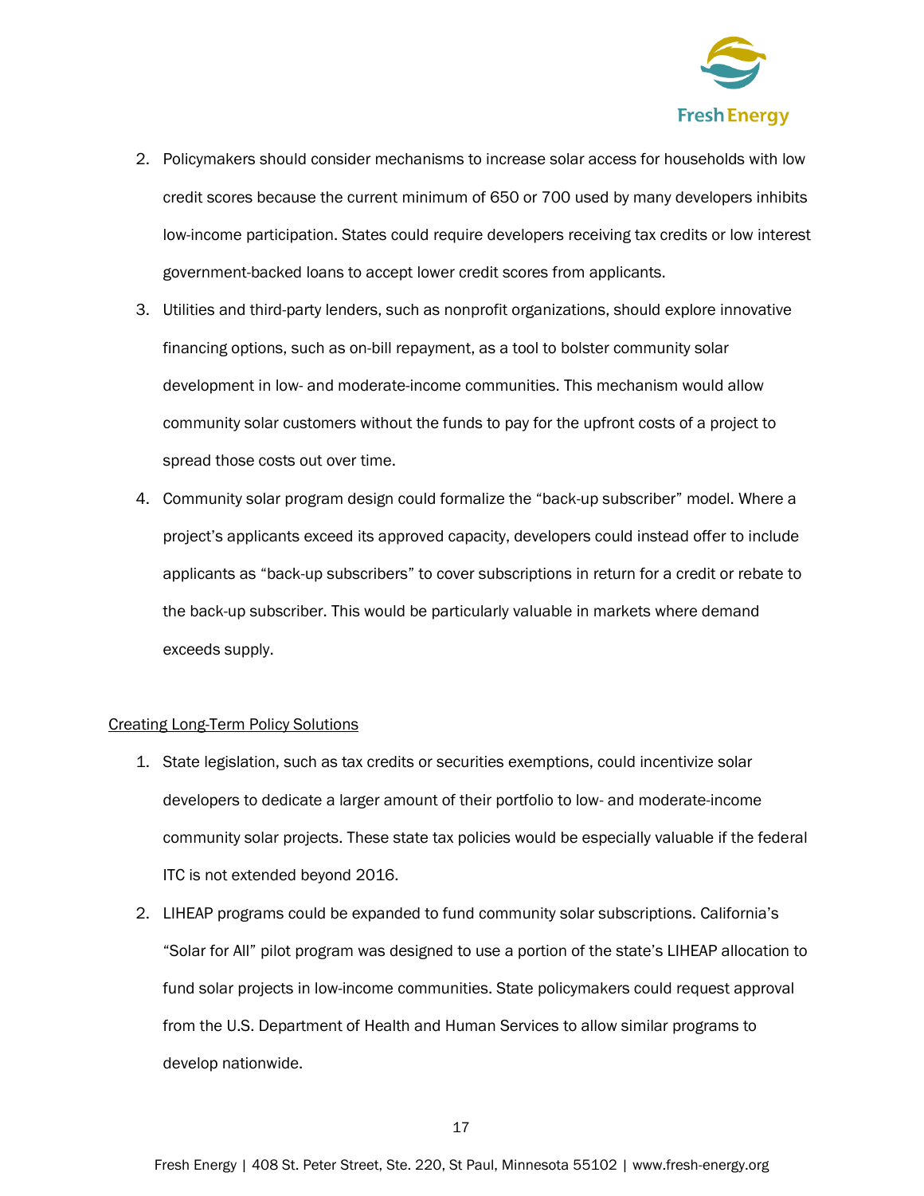2. Policymakers should consider mechanisms to increase solar access for households with low credit scores because the current minimum of 650 or 700 used by many developers inhibits low-income participation. States could require developers receiving tax credits or low interest government-backed loans to accept lower credit scores from applicants.
3. Utilities and third-party lenders, such as nonprofit organizations, should explore innovative financing options, such as on-bill repayment, as a tool to bolster community solar development in low- and moderate-income communities. This mechanism would allow community solar customers without the funds to pay for the upfront costs of a project to spread those costs out over time.
4. Community solar program design could formalize the "back-up subscriber" model. Where a project's applicants exceed its approved capacity, developers could instead offer to include applicants as "back-up subscribers" to cover subscriptions in return for a credit or rebate to the back-up subscriber. This would be particularly valuable in markets where demand exceeds supply.

<u>Creating Long-Term Policy Solutions</u>

1. State legislation, such as tax credits or securities exemptions, could incentivize solar developers to dedicate a larger amount of their portfolio to low- and moderate-income community solar projects. These state tax policies would be especially valuable if the federal ITC is not extended beyond 2016.
2. LIHEAP programs could be expanded to fund community solar subscriptions. California's "Solar for All" pilot program was designed to use a portion of the state's LIHEAP allocation to fund solar projects in low-income communities. State policymakers could request approval from the U.S. Department of Health and Human Services to allow similar programs to develop nationwide.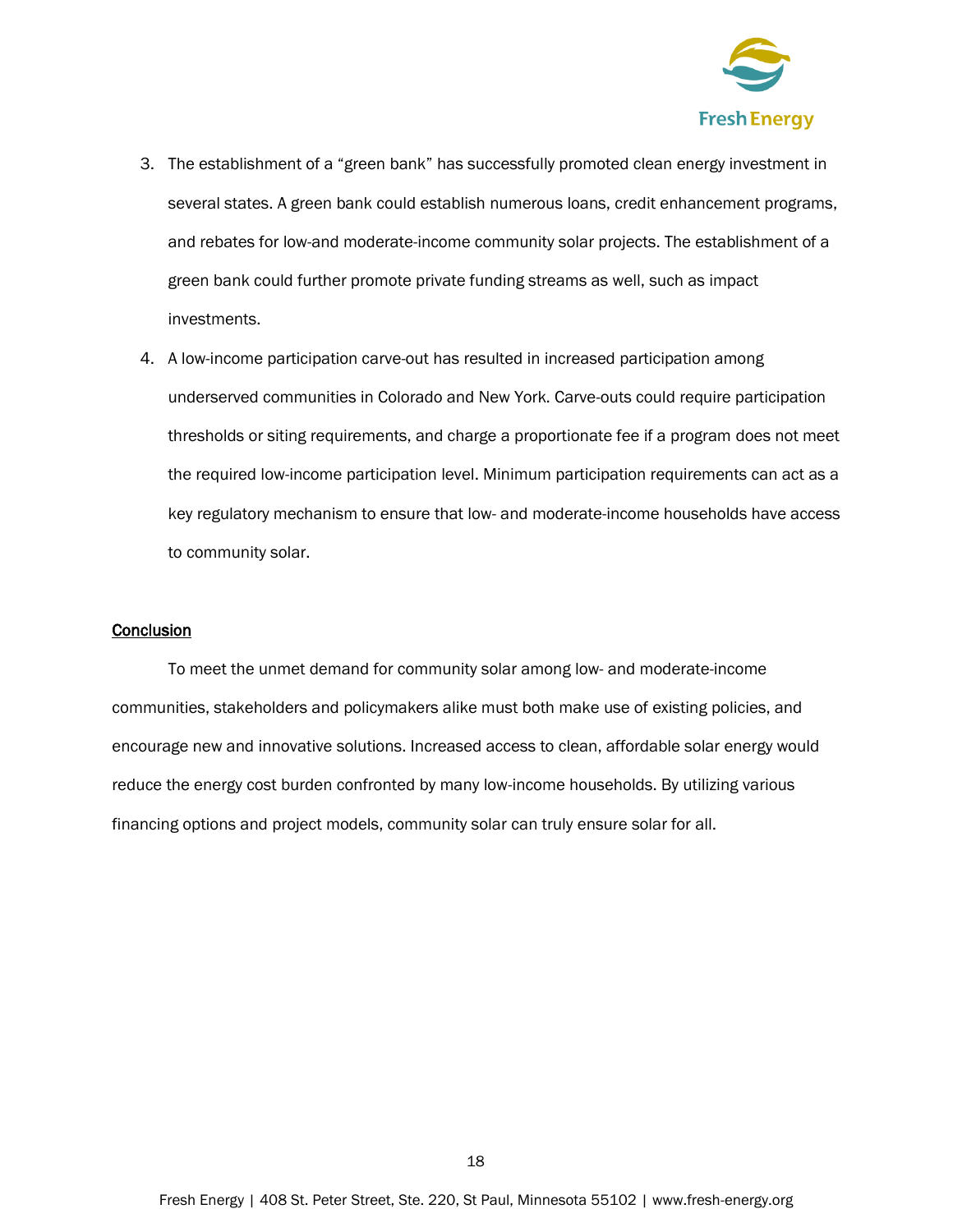3. The establishment of a “green bank” has successfully promoted clean energy investment in several states. A green bank could establish numerous loans, credit enhancement programs, and rebates for low-and moderate-income community solar projects. The establishment of a green bank could further promote private funding streams as well, such as impact investments.
4. A low-income participation carve-out has resulted in increased participation among underserved communities in Colorado and New York. Carve-outs could require participation thresholds or siting requirements, and charge a proportionate fee if a program does not meet the required low-income participation level. Minimum participation requirements can act as a key regulatory mechanism to ensure that low- and moderate-income households have access to community solar.

## Conclusion

To meet the unmet demand for community solar among low- and moderate-income communities, stakeholders and policymakers alike must both make use of existing policies, and encourage new and innovative solutions. Increased access to clean, affordable solar energy would reduce the energy cost burden confronted by many low-income households. By utilizing various financing options and project models, community solar can truly ensure solar for all.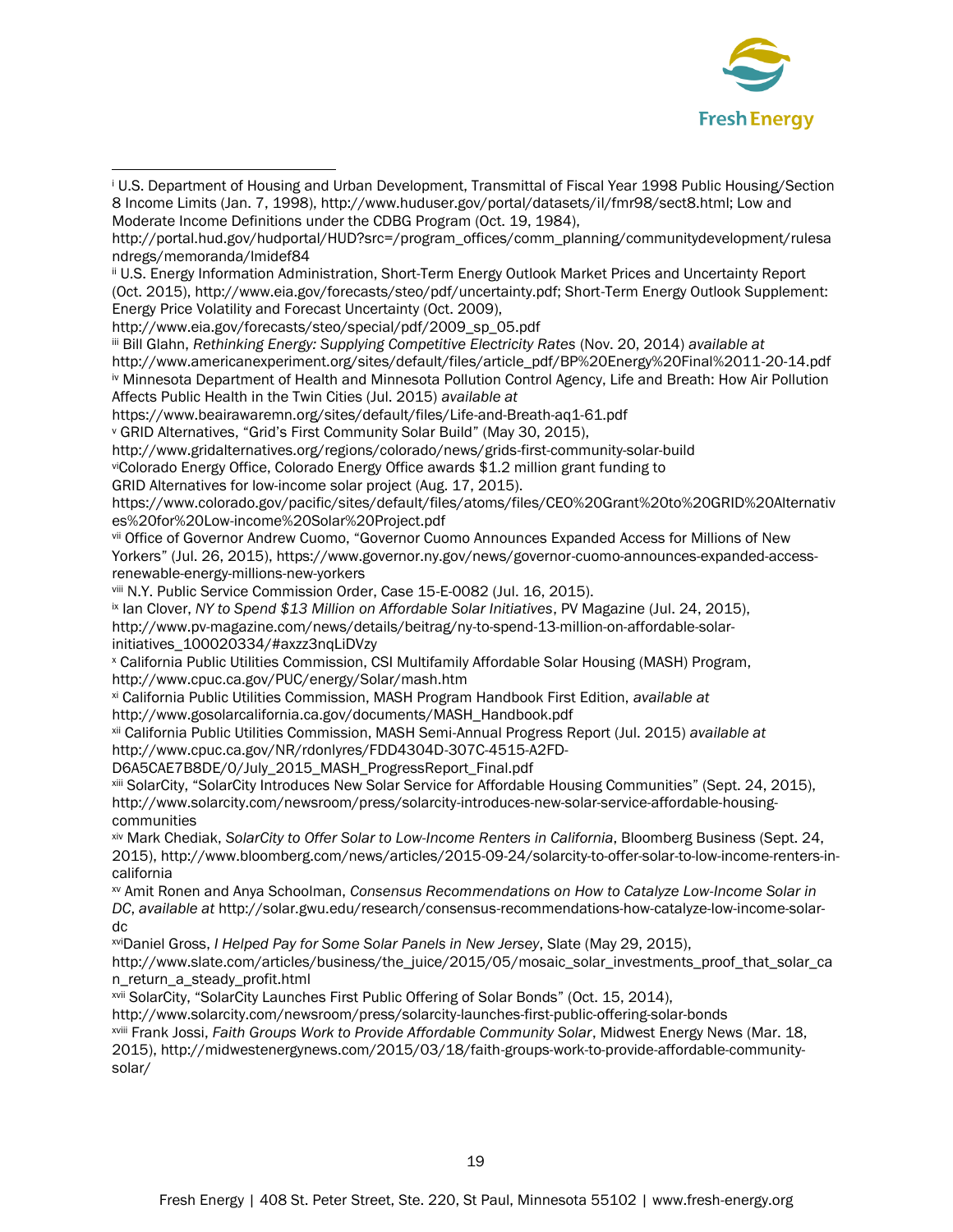[i] U.S. Department of Housing and Urban Development, Transmittal of Fiscal Year 1998 Public Housing/Section 8 Income Limits (Jan. 7, 1998), http://www.huduser.gov/portal/datasets/il/fmr98/sect8.html; Low and Moderate Income Definitions under the CDBG Program (Oct. 19, 1984), http://portal.hud.gov/hudportal/HUD?src=/program_offices/comm_planning/communitydevelopment/rulesandregs/memoranda/lmidef84

[ii] U.S. Energy Information Administration, Short-Term Energy Outlook Market Prices and Uncertainty Report (Oct. 2015), http://www.eia.gov/forecasts/steo/pdf/uncertainty.pdf; Short-Term Energy Outlook Supplement: Energy Price Volatility and Forecast Uncertainty (Oct. 2009), http://www.eia.gov/forecasts/steo/special/pdf/2009_sp_05.pdf

[iii] Bill Glahn, *Rethinking Energy: Supplying Competitive Electricity Rates* (Nov. 20, 2014) *available at* http://www.americanexperiment.org/sites/default/files/article_pdf/BP%20Energy%20Final%2011-20-14.pdf

[iv] Minnesota Department of Health and Minnesota Pollution Control Agency, Life and Breath: How Air Pollution Affects Public Health in the Twin Cities (Jul. 2015) *available at* https://www.beairawaremn.org/sites/default/files/Life-and-Breath-aq1-61.pdf

[v] GRID Alternatives, "Grid's First Community Solar Build" (May 30, 2015), http://www.gridalternatives.org/regions/colorado/news/grids-first-community-solar-build

[vi]Colorado Energy Office, Colorado Energy Office awards $1.2 million grant funding to GRID Alternatives for low-income solar project (Aug. 17, 2015). https://www.colorado.gov/pacific/sites/default/files/atoms/files/CEO%20Grant%20to%20GRID%20Alternatives%20for%20Low-income%20Solar%20Project.pdf

[vii] Office of Governor Andrew Cuomo, "Governor Cuomo Announces Expanded Access for Millions of New Yorkers" (Jul. 26, 2015), https://www.governor.ny.gov/news/governor-cuomo-announces-expanded-access-renewable-energy-millions-new-yorkers

[viii] N.Y. Public Service Commission Order, Case 15-E-0082 (Jul. 16, 2015).

[ix] Ian Clover, *NY to Spend $13 Million on Affordable Solar Initiatives*, PV Magazine (Jul. 24, 2015), http://www.pv-magazine.com/news/details/beitrag/ny-to-spend-13-million-on-affordable-solar-initiatives_100020334/#axzz3nqLiDVzy

[x] California Public Utilities Commission, CSI Multifamily Affordable Solar Housing (MASH) Program, http://www.cpuc.ca.gov/PUC/energy/Solar/mash.htm

[xi] California Public Utilities Commission, MASH Program Handbook First Edition, *available at* http://www.gosolarcalifornia.ca.gov/documents/MASH_Handbook.pdf

[xii] California Public Utilities Commission, MASH Semi-Annual Progress Report (Jul. 2015) *available at* http://www.cpuc.ca.gov/NR/rdonlyres/FDD4304D-307C-4515-A2FD-D6A5CAE7B8DE/0/July_2015_MASH_ProgressReport_Final.pdf

[xiii] SolarCity, "SolarCity Introduces New Solar Service for Affordable Housing Communities" (Sept. 24, 2015), http://www.solarcity.com/newsroom/press/solarcity-introduces-new-solar-service-affordable-housing-communities

[xiv] Mark Chediak, *SolarCity to Offer Solar to Low-Income Renters in California*, Bloomberg Business (Sept. 24, 2015), http://www.bloomberg.com/news/articles/2015-09-24/solarcity-to-offer-solar-to-low-income-renters-in-california

[xv] Amit Ronen and Anya Schoolman, *Consensus Recommendations on How to Catalyze Low-Income Solar in DC*, *available at* http://solar.gwu.edu/research/consensus-recommendations-how-catalyze-low-income-solar-dc

[xvi]Daniel Gross, *I Helped Pay for Some Solar Panels in New Jersey*, Slate (May 29, 2015), http://www.slate.com/articles/business/the_juice/2015/05/mosaic_solar_investments_proof_that_solar_can_return_a_steady_profit.html

[xvii] SolarCity, "SolarCity Launches First Public Offering of Solar Bonds" (Oct. 15, 2014), http://www.solarcity.com/newsroom/press/solarcity-launches-first-public-offering-solar-bonds

[xviii] Frank Jossi, *Faith Groups Work to Provide Affordable Community Solar*, Midwest Energy News (Mar. 18, 2015), http://midwestenergynews.com/2015/03/18/faith-groups-work-to-provide-affordable-community-solar/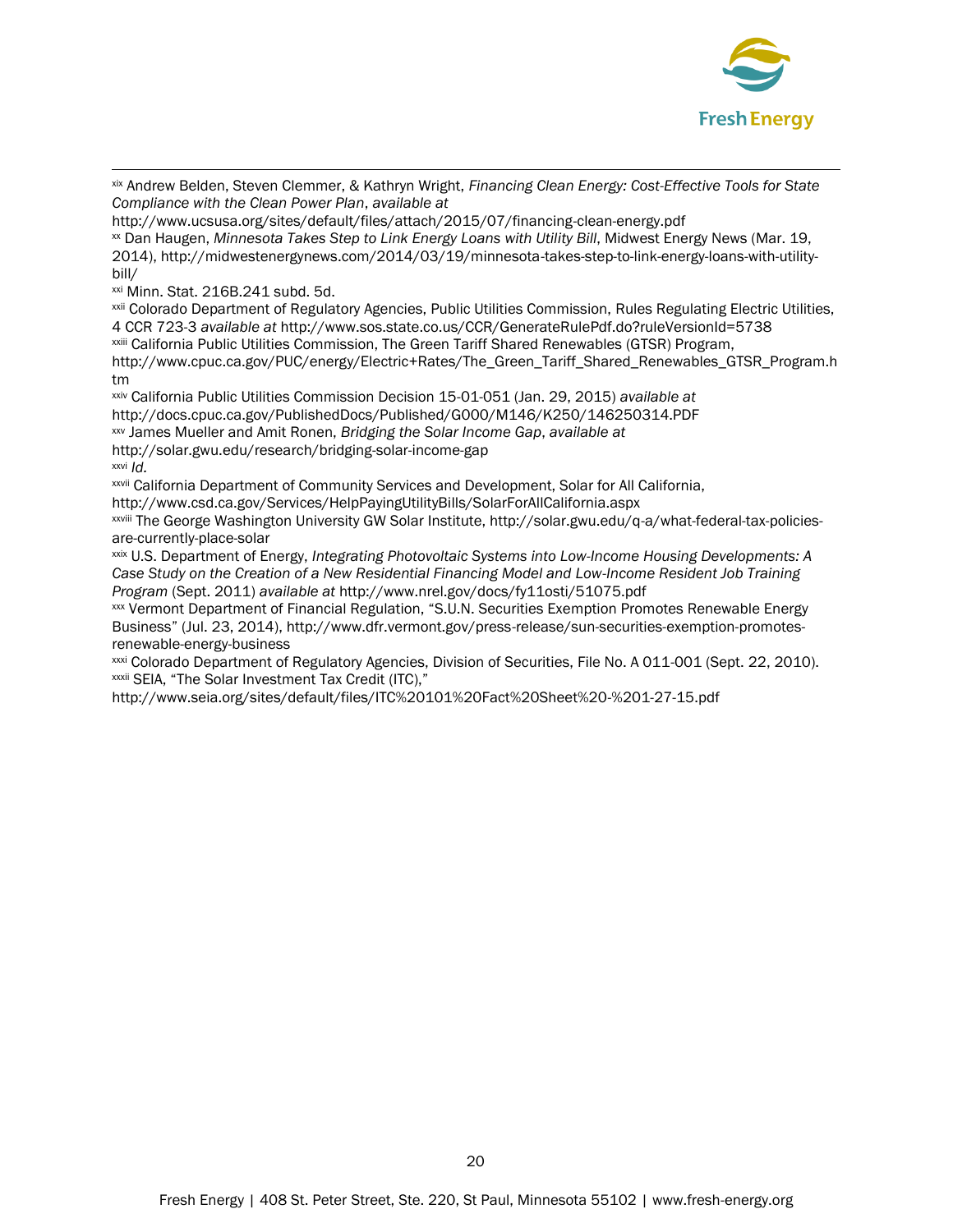[xix] Andrew Belden, Steven Clemmer, & Kathryn Wright, *Financing Clean Energy: Cost-Effective Tools for State Compliance with the Clean Power Plan*, *available at* http://www.ucsusa.org/sites/default/files/attach/2015/07/financing-clean-energy.pdf

[xx] Dan Haugen, *Minnesota Takes Step to Link Energy Loans with Utility Bill*, Midwest Energy News (Mar. 19, 2014), http://midwestenergynews.com/2014/03/19/minnesota-takes-step-to-link-energy-loans-with-utility-bill/

[xxi] Minn. Stat. 216B.241 subd. 5d.

[xxii] Colorado Department of Regulatory Agencies, Public Utilities Commission, Rules Regulating Electric Utilities, 4 CCR 723-3 *available at* http://www.sos.state.co.us/CCR/GenerateRulePdf.do?ruleVersionId=5738

[xxiii] California Public Utilities Commission, The Green Tariff Shared Renewables (GTSR) Program, http://www.cpuc.ca.gov/PUC/energy/Electric+Rates/The_Green_Tariff_Shared_Renewables_GTSR_Program.htm

[xxiv] California Public Utilities Commission Decision 15-01-051 (Jan. 29, 2015) *available at* http://docs.cpuc.ca.gov/PublishedDocs/Published/G000/M146/K250/146250314.PDF

[xxv] James Mueller and Amit Ronen, *Bridging the Solar Income Gap*, *available at* http://solar.gwu.edu/research/bridging-solar-income-gap

[xxvi] *Id.*

[xxvii] California Department of Community Services and Development, Solar for All California, http://www.csd.ca.gov/Services/HelpPayingUtilityBills/SolarForAllCalifornia.aspx

[xxviii] The George Washington University GW Solar Institute, http://solar.gwu.edu/q-a/what-federal-tax-policies-are-currently-place-solar

[xxix] U.S. Department of Energy, *Integrating Photovoltaic Systems into Low-Income Housing Developments: A Case Study on the Creation of a New Residential Financing Model and Low-Income Resident Job Training Program* (Sept. 2011) *available at* http://www.nrel.gov/docs/fy11osti/51075.pdf

[xxx] Vermont Department of Financial Regulation, "S.U.N. Securities Exemption Promotes Renewable Energy Business" (Jul. 23, 2014), http://www.dfr.vermont.gov/press-release/sun-securities-exemption-promotes-renewable-energy-business

[xxxi] Colorado Department of Regulatory Agencies, Division of Securities, File No. A 011-001 (Sept. 22, 2010).

[xxxii] SEIA, "The Solar Investment Tax Credit (ITC)," http://www.seia.org/sites/default/files/ITC%20101%20Fact%20Sheet%20-%201-27-15.pdf